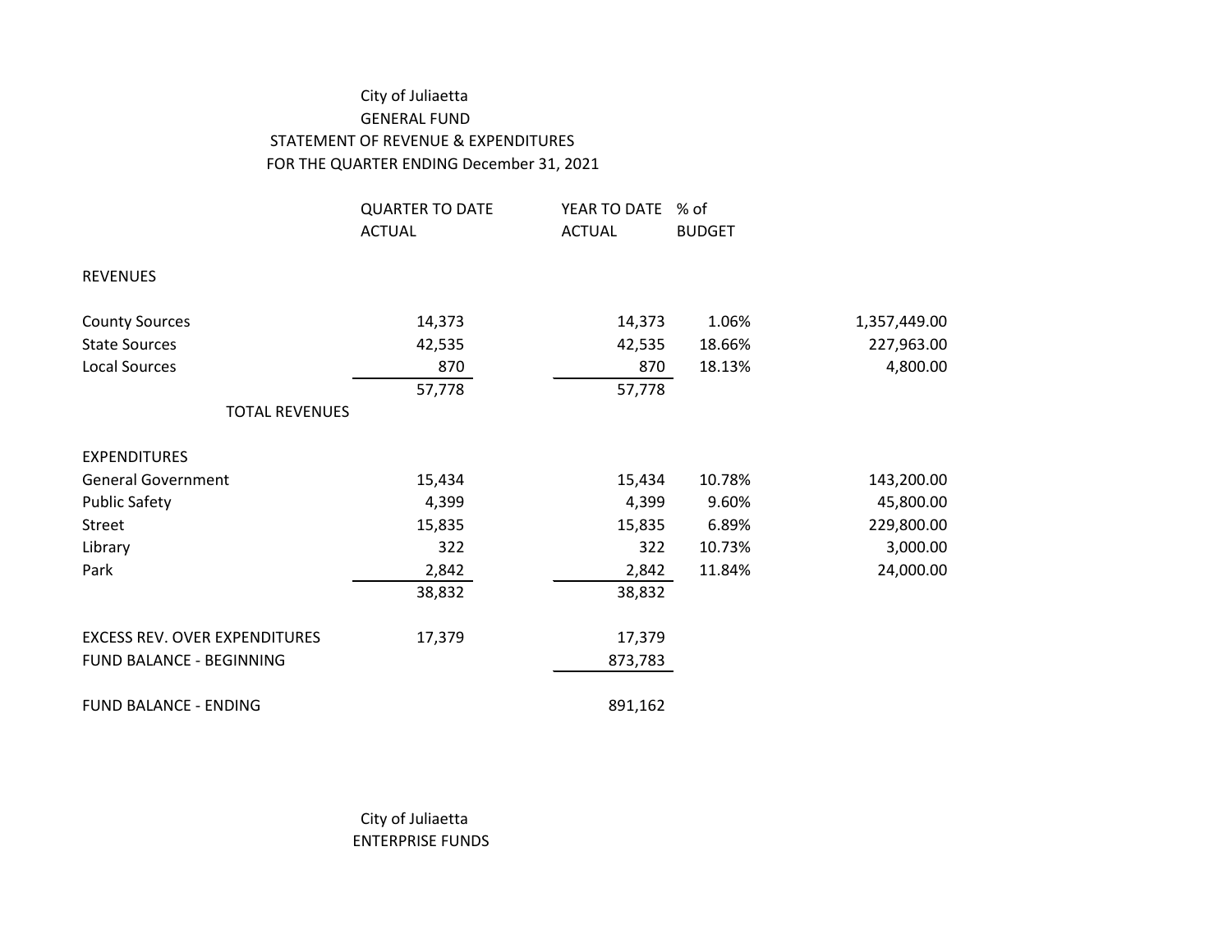City of Juliaetta
GENERAL FUND
STATEMENT OF REVENUE & EXPENDITURES
FOR THE QUARTER ENDING December 31, 2021

| | QUARTER TO DATE ACTUAL | YEAR TO DATE ACTUAL | % of BUDGET | |
|---|---|---|---|---|
| REVENUES | | | | |
| County Sources | 14,373 | 14,373 | 1.06% | 1,357,449.00 |
| State Sources | 42,535 | 42,535 | 18.66% | 227,963.00 |
| Local Sources | 870 | 870 | 18.13% | 4,800.00 |
| | 57,778 | 57,778 | | |
| TOTAL REVENUES | | | | |
| EXPENDITURES | | | | |
| General Government | 15,434 | 15,434 | 10.78% | 143,200.00 |
| Public Safety | 4,399 | 4,399 | 9.60% | 45,800.00 |
| Street | 15,835 | 15,835 | 6.89% | 229,800.00 |
| Library | 322 | 322 | 10.73% | 3,000.00 |
| Park | 2,842 | 2,842 | 11.84% | 24,000.00 |
| | 38,832 | 38,832 | | |
| EXCESS REV. OVER EXPENDITURES | 17,379 | 17,379 | | |
| FUND BALANCE - BEGINNING | | 873,783 | | |
| FUND BALANCE - ENDING | | 891,162 | | |

City of Juliaetta
ENTERPRISE FUNDS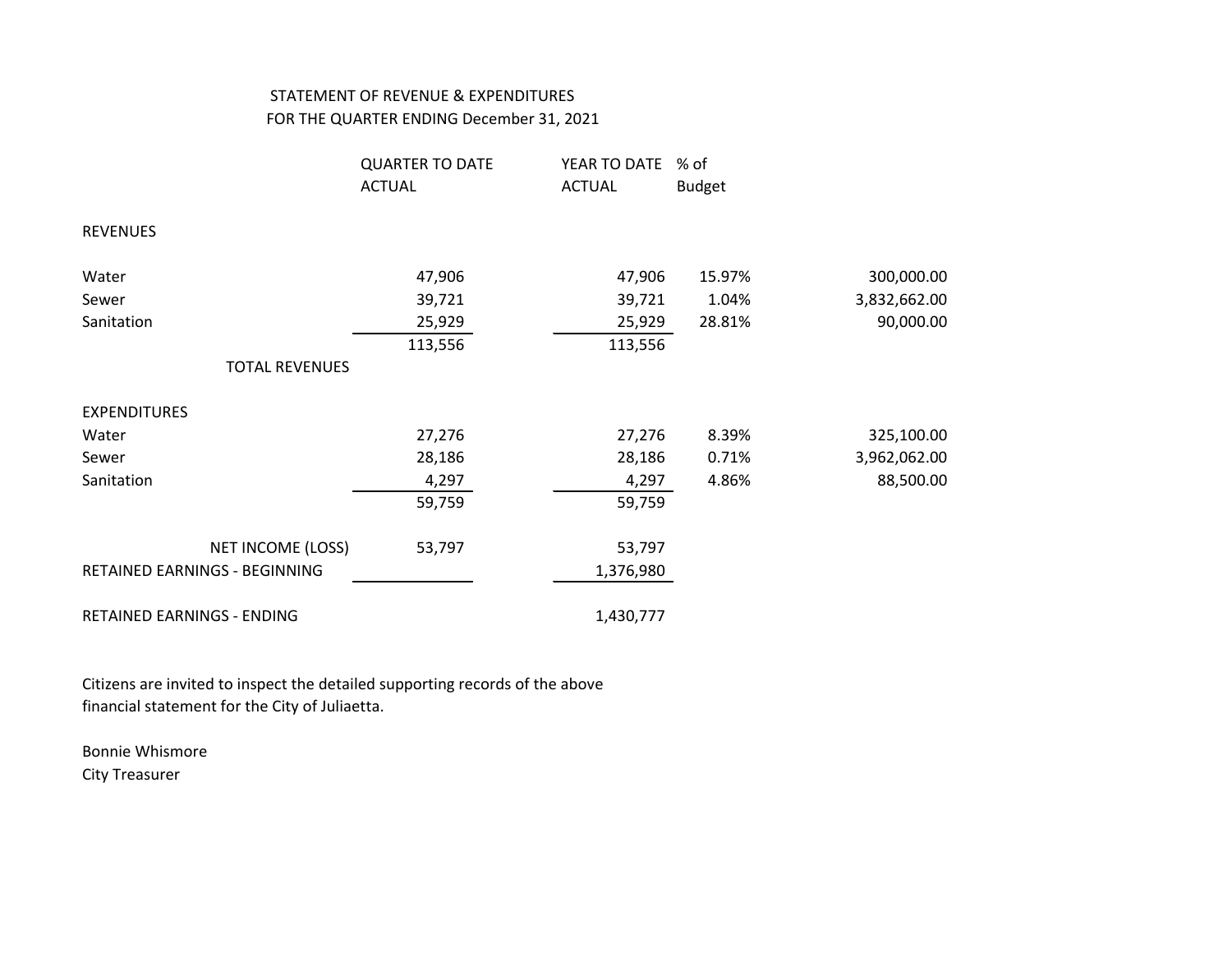STATEMENT OF REVENUE & EXPENDITURES
FOR THE QUARTER ENDING December 31, 2021

| | QUARTER TO DATE ACTUAL | YEAR TO DATE ACTUAL | % of Budget | |
|---|---|---|---|---|
| REVENUES | | | | |
| Water | 47,906 | 47,906 | 15.97% | 300,000.00 |
| Sewer | 39,721 | 39,721 | 1.04% | 3,832,662.00 |
| Sanitation | 25,929 | 25,929 | 28.81% | 90,000.00 |
| | 113,556 | 113,556 | | |
| TOTAL REVENUES | | | | |
| EXPENDITURES | | | | |
| Water | 27,276 | 27,276 | 8.39% | 325,100.00 |
| Sewer | 28,186 | 28,186 | 0.71% | 3,962,062.00 |
| Sanitation | 4,297 | 4,297 | 4.86% | 88,500.00 |
| | 59,759 | 59,759 | | |
| NET INCOME (LOSS) | 53,797 | 53,797 | | |
| RETAINED EARNINGS - BEGINNING | | 1,376,980 | | |
| RETAINED EARNINGS - ENDING | | 1,430,777 | | |

Citizens are invited to inspect the detailed supporting records of the above financial statement for the City of Juliaetta.

Bonnie Whismore
City Treasurer